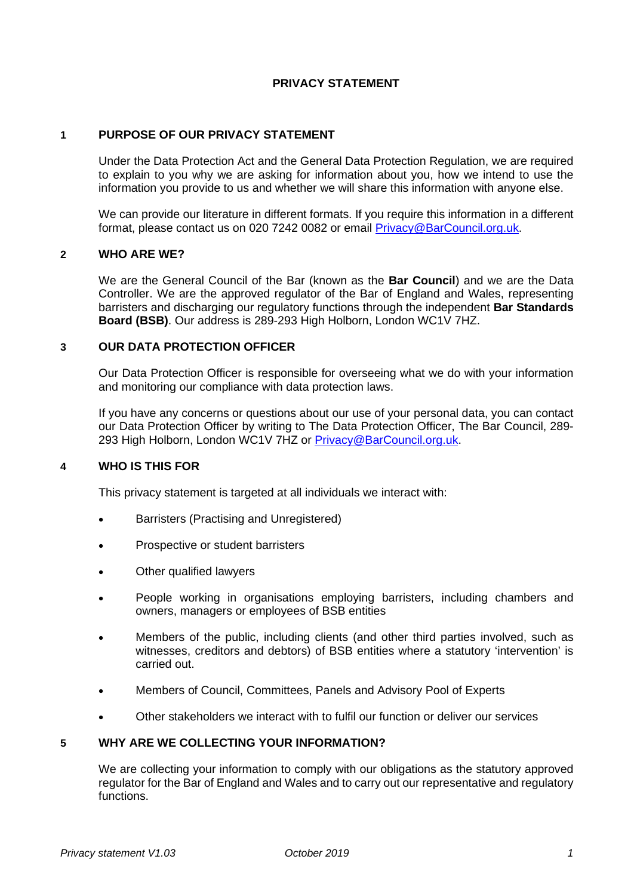# PRIVACY STATEMENT

## 1 PURPOSE OF OUR PRIVACY STATEMENT

Under the Data Protection Act and the General Data Protection Regulation, we are required to explain to you why we are asking for information about you, how we intend to use the information you provide to us and whether we will share this information with anyone else.

We can provide our literature in different formats. If you require this information in a different format, please contact us on 020 7242 0082 or email [Privacy@BarCouncil.org.uk](mailto:Privacy@BarCouncil.org.uk).

## 2 WHO ARE WE?

We are the General Council of the Bar (known as the **Bar Council**) and we are the Data Controller. We are the approved regulator of the Bar of England and Wales, representing barristers and discharging our regulatory functions through the independent **Bar Standards Board (BSB)**. Our address is 289-293 High Holborn, London WC1V 7HZ.

## 3 OUR DATA PROTECTION OFFICER

Our Data Protection Officer is responsible for overseeing what we do with your information and monitoring our compliance with data protection laws.

If you have any concerns or questions about our use of your personal data, you can contact our Data Protection Officer by writing to The Data Protection Officer, The Bar Council, 289-293 High Holborn, London WC1V 7HZ or [Privacy@BarCouncil.org.uk](mailto:Privacy@BarCouncil.org.uk).

## 4 WHO IS THIS FOR

This privacy statement is targeted at all individuals we interact with:

- Barristers (Practising and Unregistered)
- Prospective or student barristers
- Other qualified lawyers
- People working in organisations employing barristers, including chambers and owners, managers or employees of BSB entities
- Members of the public, including clients (and other third parties involved, such as witnesses, creditors and debtors) of BSB entities where a statutory 'intervention' is carried out.
- Members of Council, Committees, Panels and Advisory Pool of Experts
- Other stakeholders we interact with to fulfil our function or deliver our services

## 5 WHY ARE WE COLLECTING YOUR INFORMATION?

We are collecting your information to comply with our obligations as the statutory approved regulator for the Bar of England and Wales and to carry out our representative and regulatory functions.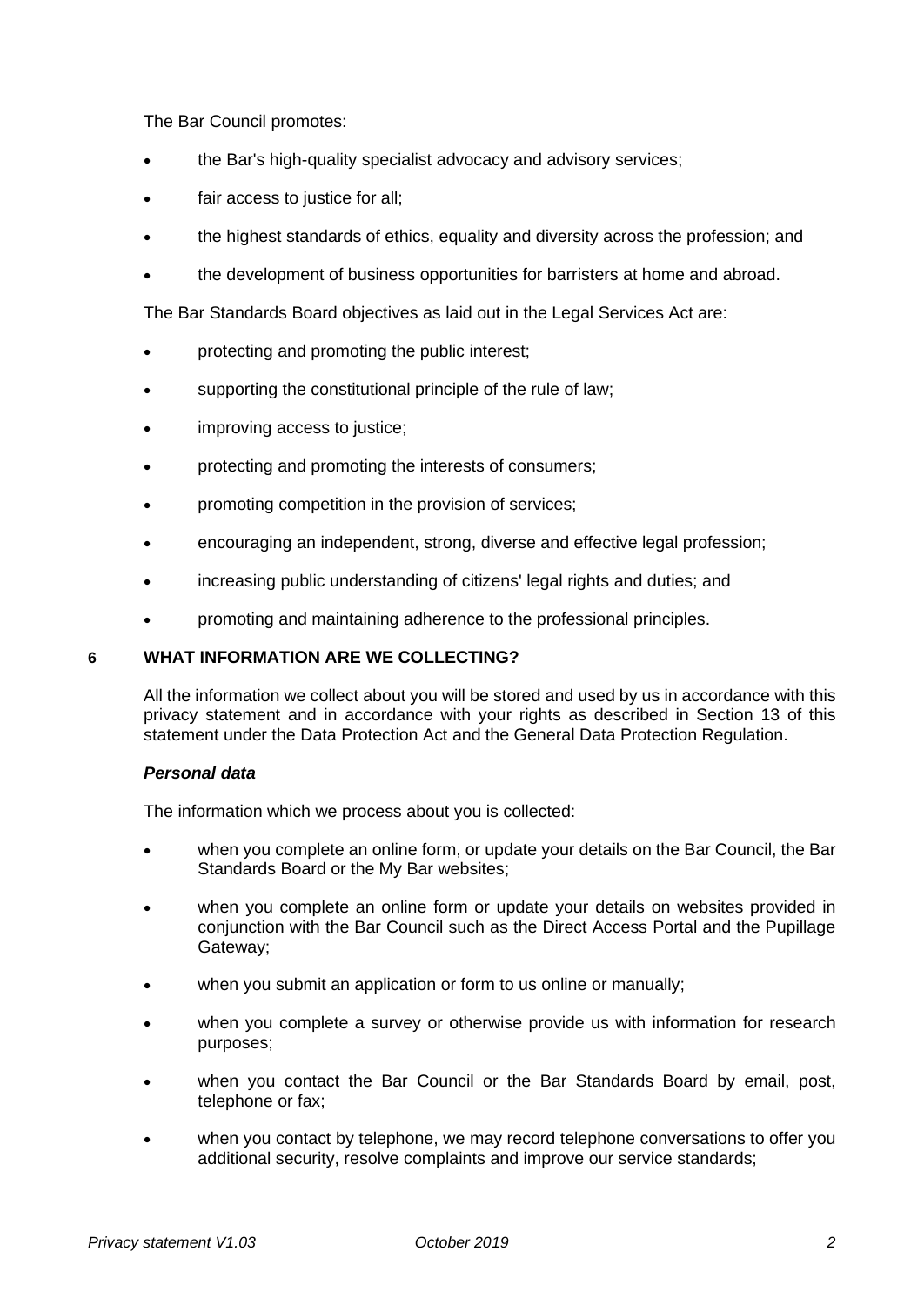The Bar Council promotes:

- the Bar's high-quality specialist advocacy and advisory services;
- fair access to justice for all;
- the highest standards of ethics, equality and diversity across the profession; and
- the development of business opportunities for barristers at home and abroad.

The Bar Standards Board objectives as laid out in the Legal Services Act are:

- protecting and promoting the public interest;
- supporting the constitutional principle of the rule of law;
- improving access to justice;
- protecting and promoting the interests of consumers;
- promoting competition in the provision of services;
- encouraging an independent, strong, diverse and effective legal profession;
- increasing public understanding of citizens' legal rights and duties; and
- promoting and maintaining adherence to the professional principles.

## 6 WHAT INFORMATION ARE WE COLLECTING?

All the information we collect about you will be stored and used by us in accordance with this privacy statement and in accordance with your rights as described in Section 13 of this statement under the Data Protection Act and the General Data Protection Regulation.

***Personal data***

The information which we process about you is collected:

- when you complete an online form, or update your details on the Bar Council, the Bar Standards Board or the My Bar websites;
- when you complete an online form or update your details on websites provided in conjunction with the Bar Council such as the Direct Access Portal and the Pupillage Gateway;
- when you submit an application or form to us online or manually;
- when you complete a survey or otherwise provide us with information for research purposes;
- when you contact the Bar Council or the Bar Standards Board by email, post, telephone or fax;
- when you contact by telephone, we may record telephone conversations to offer you additional security, resolve complaints and improve our service standards;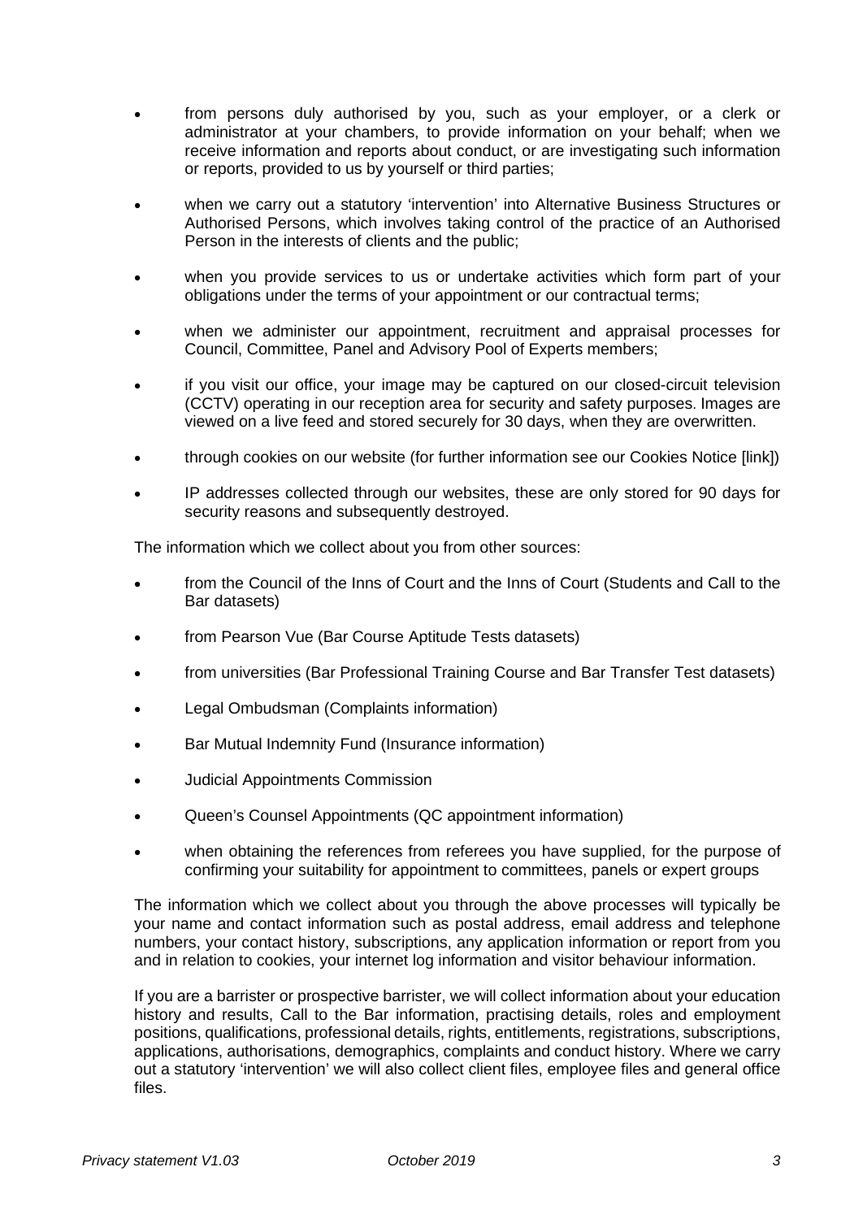- from persons duly authorised by you, such as your employer, or a clerk or administrator at your chambers, to provide information on your behalf; when we receive information and reports about conduct, or are investigating such information or reports, provided to us by yourself or third parties;
- when we carry out a statutory 'intervention' into Alternative Business Structures or Authorised Persons, which involves taking control of the practice of an Authorised Person in the interests of clients and the public;
- when you provide services to us or undertake activities which form part of your obligations under the terms of your appointment or our contractual terms;
- when we administer our appointment, recruitment and appraisal processes for Council, Committee, Panel and Advisory Pool of Experts members;
- if you visit our office, your image may be captured on our closed-circuit television (CCTV) operating in our reception area for security and safety purposes. Images are viewed on a live feed and stored securely for 30 days, when they are overwritten.
- through cookies on our website (for further information see our Cookies Notice [link])
- IP addresses collected through our websites, these are only stored for 90 days for security reasons and subsequently destroyed.

The information which we collect about you from other sources:

- from the Council of the Inns of Court and the Inns of Court (Students and Call to the Bar datasets)
- from Pearson Vue (Bar Course Aptitude Tests datasets)
- from universities (Bar Professional Training Course and Bar Transfer Test datasets)
- Legal Ombudsman (Complaints information)
- Bar Mutual Indemnity Fund (Insurance information)
- Judicial Appointments Commission
- Queen's Counsel Appointments (QC appointment information)
- when obtaining the references from referees you have supplied, for the purpose of confirming your suitability for appointment to committees, panels or expert groups

The information which we collect about you through the above processes will typically be your name and contact information such as postal address, email address and telephone numbers, your contact history, subscriptions, any application information or report from you and in relation to cookies, your internet log information and visitor behaviour information.

If you are a barrister or prospective barrister, we will collect information about your education history and results, Call to the Bar information, practising details, roles and employment positions, qualifications, professional details, rights, entitlements, registrations, subscriptions, applications, authorisations, demographics, complaints and conduct history. Where we carry out a statutory 'intervention' we will also collect client files, employee files and general office files.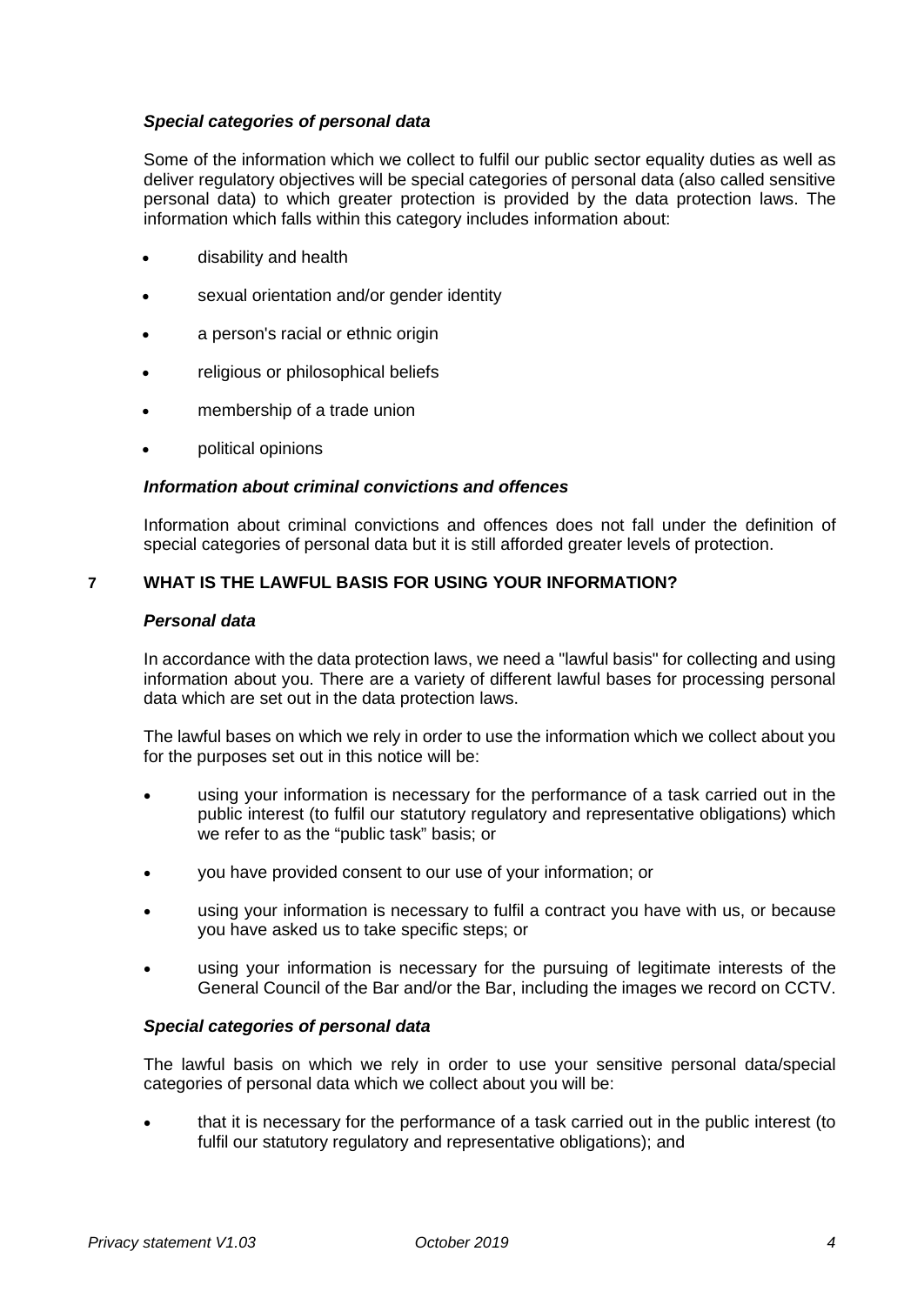### *Special categories of personal data*

Some of the information which we collect to fulfil our public sector equality duties as well as deliver regulatory objectives will be special categories of personal data (also called sensitive personal data) to which greater protection is provided by the data protection laws. The information which falls within this category includes information about:

- disability and health
- sexual orientation and/or gender identity
- a person's racial or ethnic origin
- religious or philosophical beliefs
- membership of a trade union
- political opinions

### *Information about criminal convictions and offences*

Information about criminal convictions and offences does not fall under the definition of special categories of personal data but it is still afforded greater levels of protection.

## 7 WHAT IS THE LAWFUL BASIS FOR USING YOUR INFORMATION?

### *Personal data*

In accordance with the data protection laws, we need a "lawful basis" for collecting and using information about you. There are a variety of different lawful bases for processing personal data which are set out in the data protection laws.

The lawful bases on which we rely in order to use the information which we collect about you for the purposes set out in this notice will be:

- using your information is necessary for the performance of a task carried out in the public interest (to fulfil our statutory regulatory and representative obligations) which we refer to as the "public task" basis; or
- you have provided consent to our use of your information; or
- using your information is necessary to fulfil a contract you have with us, or because you have asked us to take specific steps; or
- using your information is necessary for the pursuing of legitimate interests of the General Council of the Bar and/or the Bar, including the images we record on CCTV.

### *Special categories of personal data*

The lawful basis on which we rely in order to use your sensitive personal data/special categories of personal data which we collect about you will be:

- that it is necessary for the performance of a task carried out in the public interest (to fulfil our statutory regulatory and representative obligations); and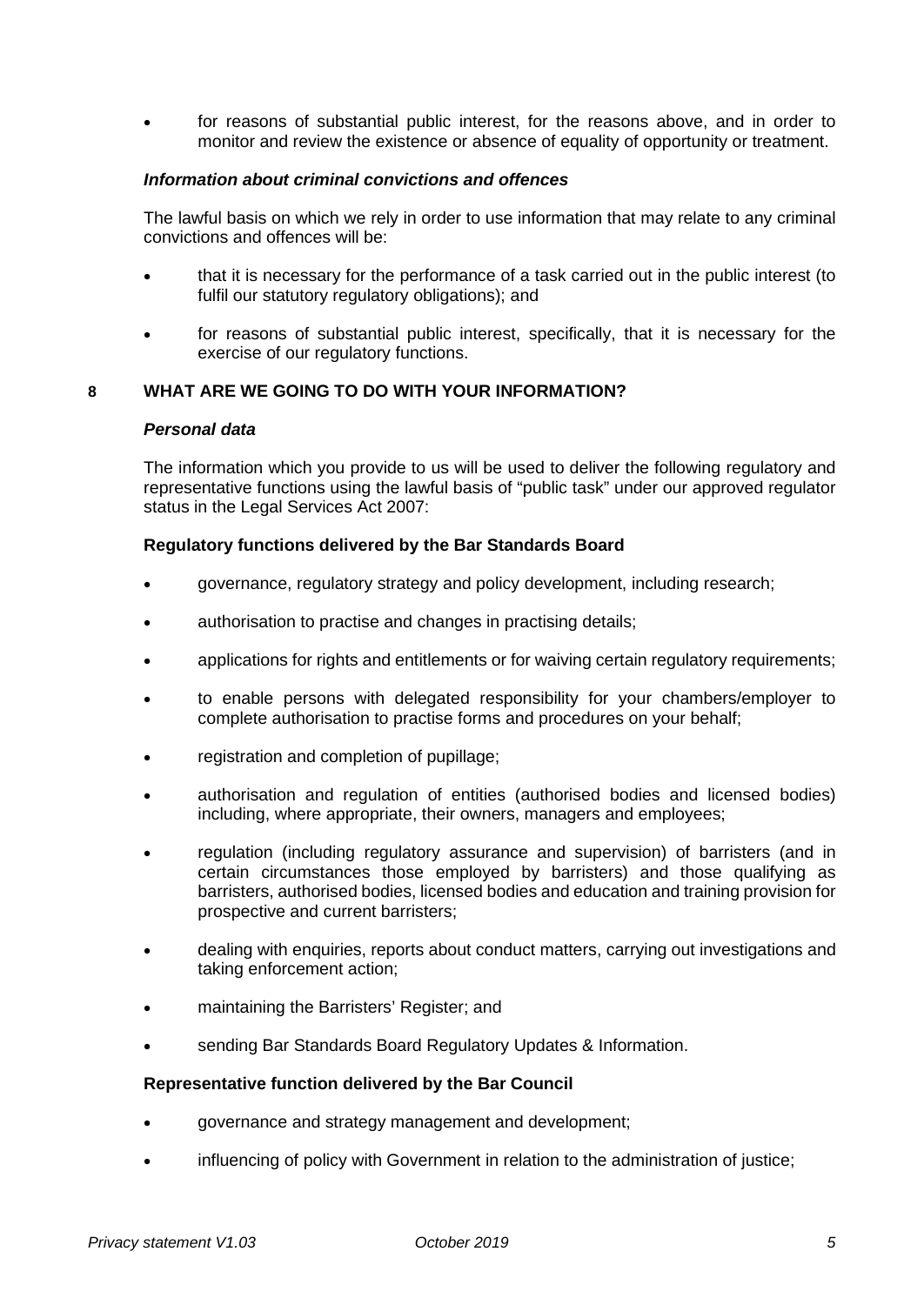- for reasons of substantial public interest, for the reasons above, and in order to monitor and review the existence or absence of equality of opportunity or treatment.

***Information about criminal convictions and offences***

The lawful basis on which we rely in order to use information that may relate to any criminal convictions and offences will be:

- that it is necessary for the performance of a task carried out in the public interest (to fulfil our statutory regulatory obligations); and
- for reasons of substantial public interest, specifically, that it is necessary for the exercise of our regulatory functions.

## 8 WHAT ARE WE GOING TO DO WITH YOUR INFORMATION?

***Personal data***

The information which you provide to us will be used to deliver the following regulatory and representative functions using the lawful basis of "public task" under our approved regulator status in the Legal Services Act 2007:

**Regulatory functions delivered by the Bar Standards Board**

- governance, regulatory strategy and policy development, including research;
- authorisation to practise and changes in practising details;
- applications for rights and entitlements or for waiving certain regulatory requirements;
- to enable persons with delegated responsibility for your chambers/employer to complete authorisation to practise forms and procedures on your behalf;
- registration and completion of pupillage;
- authorisation and regulation of entities (authorised bodies and licensed bodies) including, where appropriate, their owners, managers and employees;
- regulation (including regulatory assurance and supervision) of barristers (and in certain circumstances those employed by barristers) and those qualifying as barristers, authorised bodies, licensed bodies and education and training provision for prospective and current barristers;
- dealing with enquiries, reports about conduct matters, carrying out investigations and taking enforcement action;
- maintaining the Barristers' Register; and
- sending Bar Standards Board Regulatory Updates & Information.

**Representative function delivered by the Bar Council**

- governance and strategy management and development;
- influencing of policy with Government in relation to the administration of justice;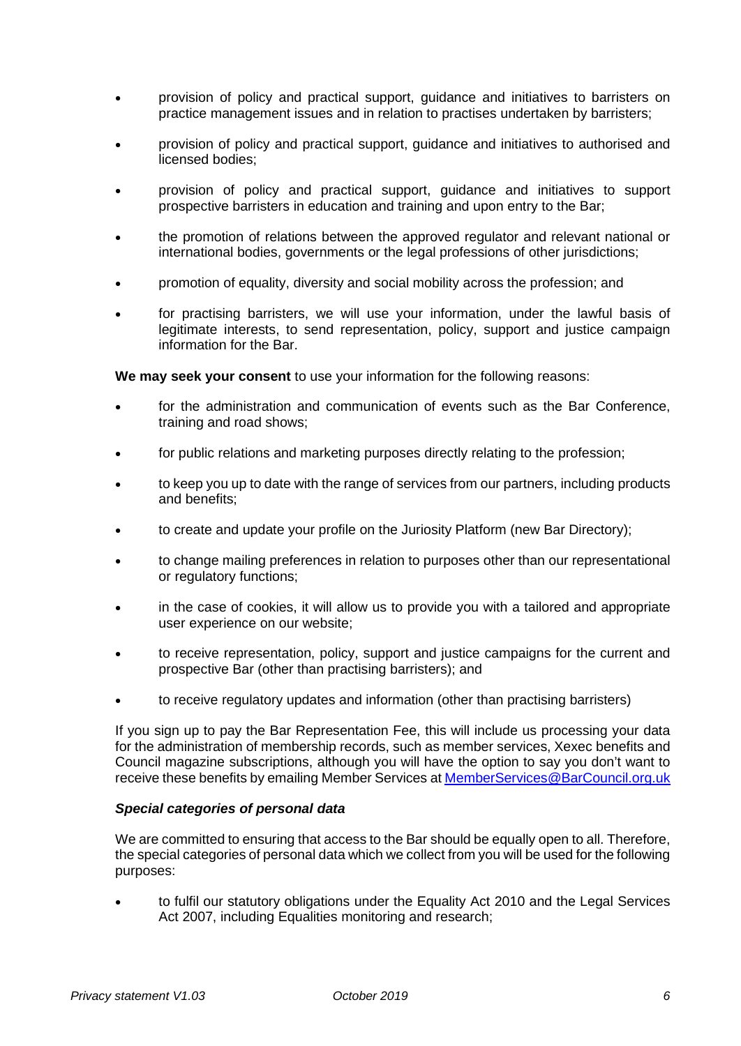- provision of policy and practical support, guidance and initiatives to barristers on practice management issues and in relation to practises undertaken by barristers;
- provision of policy and practical support, guidance and initiatives to authorised and licensed bodies;
- provision of policy and practical support, guidance and initiatives to support prospective barristers in education and training and upon entry to the Bar;
- the promotion of relations between the approved regulator and relevant national or international bodies, governments or the legal professions of other jurisdictions;
- promotion of equality, diversity and social mobility across the profession; and
- for practising barristers, we will use your information, under the lawful basis of legitimate interests, to send representation, policy, support and justice campaign information for the Bar.

**We may seek your consent** to use your information for the following reasons:

- for the administration and communication of events such as the Bar Conference, training and road shows;
- for public relations and marketing purposes directly relating to the profession;
- to keep you up to date with the range of services from our partners, including products and benefits;
- to create and update your profile on the Juriosity Platform (new Bar Directory);
- to change mailing preferences in relation to purposes other than our representational or regulatory functions;
- in the case of cookies, it will allow us to provide you with a tailored and appropriate user experience on our website;
- to receive representation, policy, support and justice campaigns for the current and prospective Bar (other than practising barristers); and
- to receive regulatory updates and information (other than practising barristers)

If you sign up to pay the Bar Representation Fee, this will include us processing your data for the administration of membership records, such as member services, Xexec benefits and Council magazine subscriptions, although you will have the option to say you don't want to receive these benefits by emailing Member Services at MemberServices@BarCouncil.org.uk

***Special categories of personal data***

We are committed to ensuring that access to the Bar should be equally open to all. Therefore, the special categories of personal data which we collect from you will be used for the following purposes:

- to fulfil our statutory obligations under the Equality Act 2010 and the Legal Services Act 2007, including Equalities monitoring and research;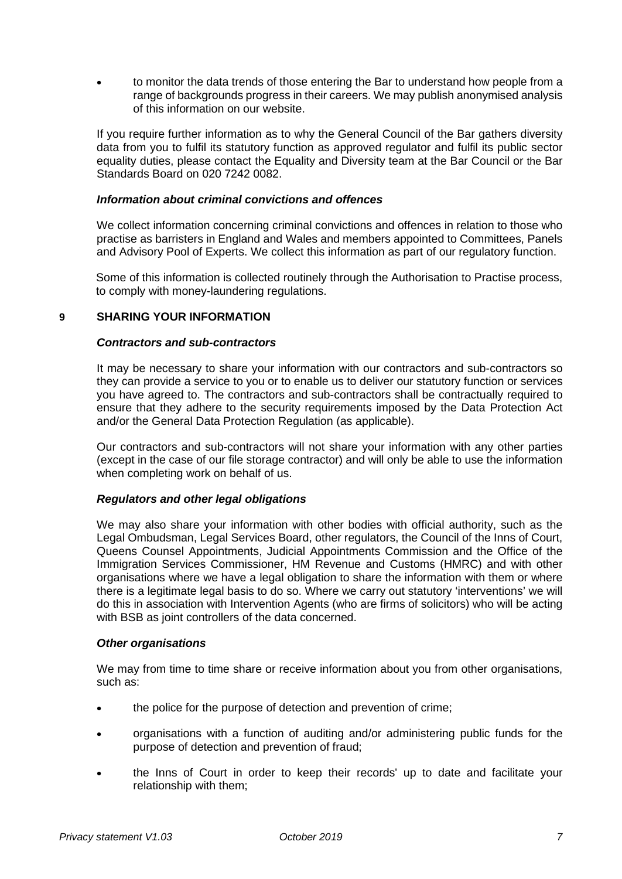- to monitor the data trends of those entering the Bar to understand how people from a range of backgrounds progress in their careers. We may publish anonymised analysis of this information on our website.

If you require further information as to why the General Council of the Bar gathers diversity data from you to fulfil its statutory function as approved regulator and fulfil its public sector equality duties, please contact the Equality and Diversity team at the Bar Council or the Bar Standards Board on 020 7242 0082.

***Information about criminal convictions and offences***

We collect information concerning criminal convictions and offences in relation to those who practise as barristers in England and Wales and members appointed to Committees, Panels and Advisory Pool of Experts. We collect this information as part of our regulatory function.

Some of this information is collected routinely through the Authorisation to Practise process, to comply with money-laundering regulations.

## 9 SHARING YOUR INFORMATION

***Contractors and sub-contractors***

It may be necessary to share your information with our contractors and sub-contractors so they can provide a service to you or to enable us to deliver our statutory function or services you have agreed to. The contractors and sub-contractors shall be contractually required to ensure that they adhere to the security requirements imposed by the Data Protection Act and/or the General Data Protection Regulation (as applicable).

Our contractors and sub-contractors will not share your information with any other parties (except in the case of our file storage contractor) and will only be able to use the information when completing work on behalf of us.

***Regulators and other legal obligations***

We may also share your information with other bodies with official authority, such as the Legal Ombudsman, Legal Services Board, other regulators, the Council of the Inns of Court, Queens Counsel Appointments, Judicial Appointments Commission and the Office of the Immigration Services Commissioner, HM Revenue and Customs (HMRC) and with other organisations where we have a legal obligation to share the information with them or where there is a legitimate legal basis to do so. Where we carry out statutory 'interventions' we will do this in association with Intervention Agents (who are firms of solicitors) who will be acting with BSB as joint controllers of the data concerned.

***Other organisations***

We may from time to time share or receive information about you from other organisations, such as:

- the police for the purpose of detection and prevention of crime;
- organisations with a function of auditing and/or administering public funds for the purpose of detection and prevention of fraud;
- the Inns of Court in order to keep their records' up to date and facilitate your relationship with them;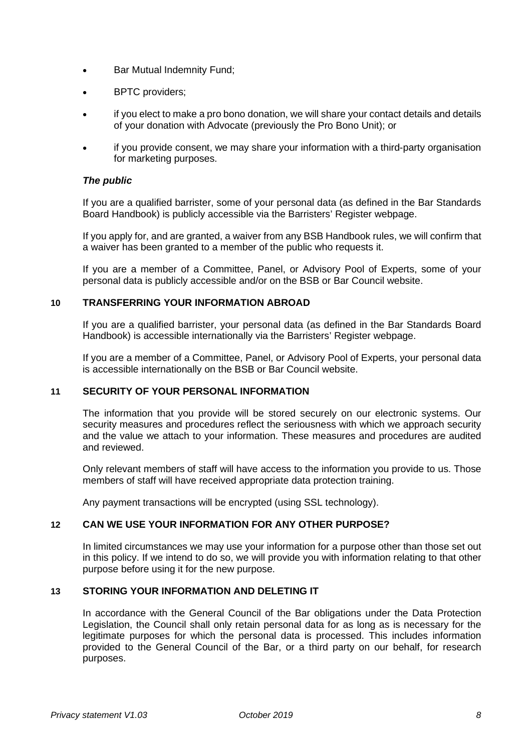- Bar Mutual Indemnity Fund;
- BPTC providers;
- if you elect to make a pro bono donation, we will share your contact details and details of your donation with Advocate (previously the Pro Bono Unit); or
- if you provide consent, we may share your information with a third-party organisation for marketing purposes.

***The public***

If you are a qualified barrister, some of your personal data (as defined in the Bar Standards Board Handbook) is publicly accessible via the Barristers' Register webpage.

If you apply for, and are granted, a waiver from any BSB Handbook rules, we will confirm that a waiver has been granted to a member of the public who requests it.

If you are a member of a Committee, Panel, or Advisory Pool of Experts, some of your personal data is publicly accessible and/or on the BSB or Bar Council website.

## 10 TRANSFERRING YOUR INFORMATION ABROAD

If you are a qualified barrister, your personal data (as defined in the Bar Standards Board Handbook) is accessible internationally via the Barristers' Register webpage.

If you are a member of a Committee, Panel, or Advisory Pool of Experts, your personal data is accessible internationally on the BSB or Bar Council website.

## 11 SECURITY OF YOUR PERSONAL INFORMATION

The information that you provide will be stored securely on our electronic systems. Our security measures and procedures reflect the seriousness with which we approach security and the value we attach to your information. These measures and procedures are audited and reviewed.

Only relevant members of staff will have access to the information you provide to us. Those members of staff will have received appropriate data protection training.

Any payment transactions will be encrypted (using SSL technology).

## 12 CAN WE USE YOUR INFORMATION FOR ANY OTHER PURPOSE?

In limited circumstances we may use your information for a purpose other than those set out in this policy. If we intend to do so, we will provide you with information relating to that other purpose before using it for the new purpose.

## 13 STORING YOUR INFORMATION AND DELETING IT

In accordance with the General Council of the Bar obligations under the Data Protection Legislation, the Council shall only retain personal data for as long as is necessary for the legitimate purposes for which the personal data is processed. This includes information provided to the General Council of the Bar, or a third party on our behalf, for research purposes.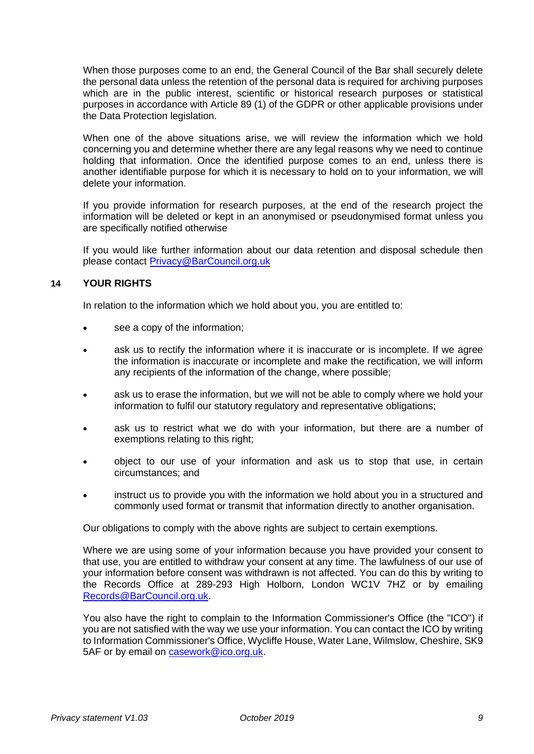When those purposes come to an end, the General Council of the Bar shall securely delete the personal data unless the retention of the personal data is required for archiving purposes which are in the public interest, scientific or historical research purposes or statistical purposes in accordance with Article 89 (1) of the GDPR or other applicable provisions under the Data Protection legislation.

When one of the above situations arise, we will review the information which we hold concerning you and determine whether there are any legal reasons why we need to continue holding that information. Once the identified purpose comes to an end, unless there is another identifiable purpose for which it is necessary to hold on to your information, we will delete your information.

If you provide information for research purposes, at the end of the research project the information will be deleted or kept in an anonymised or pseudonymised format unless you are specifically notified otherwise

If you would like further information about our data retention and disposal schedule then please contact Privacy@BarCouncil.org.uk

## 14 YOUR RIGHTS

In relation to the information which we hold about you, you are entitled to:

- see a copy of the information;
- ask us to rectify the information where it is inaccurate or is incomplete. If we agree the information is inaccurate or incomplete and make the rectification, we will inform any recipients of the information of the change, where possible;
- ask us to erase the information, but we will not be able to comply where we hold your information to fulfil our statutory regulatory and representative obligations;
- ask us to restrict what we do with your information, but there are a number of exemptions relating to this right;
- object to our use of your information and ask us to stop that use, in certain circumstances; and
- instruct us to provide you with the information we hold about you in a structured and commonly used format or transmit that information directly to another organisation.

Our obligations to comply with the above rights are subject to certain exemptions.

Where we are using some of your information because you have provided your consent to that use, you are entitled to withdraw your consent at any time. The lawfulness of our use of your information before consent was withdrawn is not affected. You can do this by writing to the Records Office at 289-293 High Holborn, London WC1V 7HZ or by emailing Records@BarCouncil.org.uk.

You also have the right to complain to the Information Commissioner's Office (the "ICO") if you are not satisfied with the way we use your information. You can contact the ICO by writing to Information Commissioner's Office, Wycliffe House, Water Lane, Wilmslow, Cheshire, SK9 5AF or by email on casework@ico.org.uk.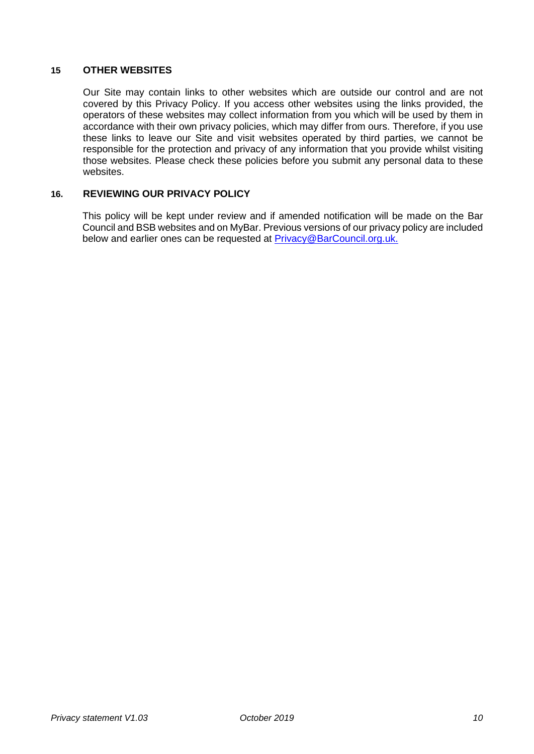## 15 OTHER WEBSITES

Our Site may contain links to other websites which are outside our control and are not covered by this Privacy Policy. If you access other websites using the links provided, the operators of these websites may collect information from you which will be used by them in accordance with their own privacy policies, which may differ from ours. Therefore, if you use these links to leave our Site and visit websites operated by third parties, we cannot be responsible for the protection and privacy of any information that you provide whilst visiting those websites. Please check these policies before you submit any personal data to these websites.

## 16. REVIEWING OUR PRIVACY POLICY

This policy will be kept under review and if amended notification will be made on the Bar Council and BSB websites and on MyBar. Previous versions of our privacy policy are included below and earlier ones can be requested at Privacy@BarCouncil.org.uk.